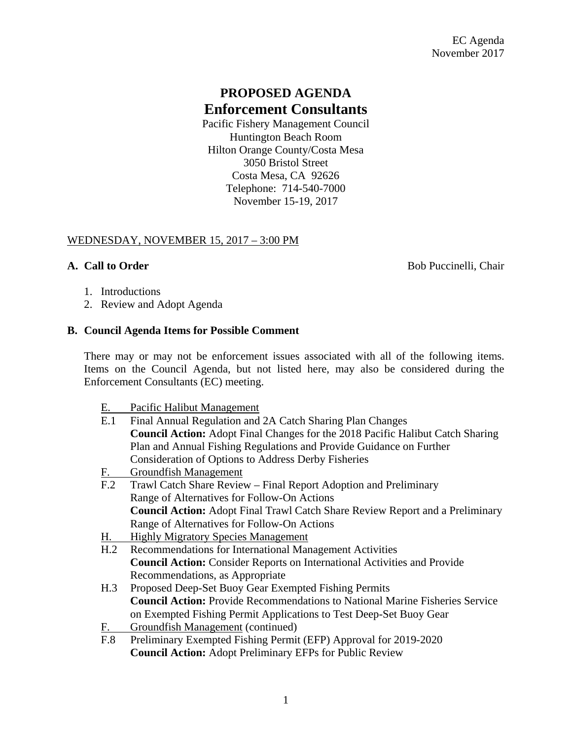EC Agenda
November 2017

# PROPOSED AGENDA
# Enforcement Consultants

Pacific Fishery Management Council
Huntington Beach Room
Hilton Orange County/Costa Mesa
3050 Bristol Street
Costa Mesa, CA 92626
Telephone: 714-540-7000
November 15-19, 2017

WEDNESDAY, NOVEMBER 15, 2017 – 3:00 PM

**A. Call to Order** Bob Puccinelli, Chair

1. Introductions
2. Review and Adopt Agenda

**B. Council Agenda Items for Possible Comment**

There may or may not be enforcement issues associated with all of the following items. Items on the Council Agenda, but not listed here, may also be considered during the Enforcement Consultants (EC) meeting.

E. Pacific Halibut Management

E.1 Final Annual Regulation and 2A Catch Sharing Plan Changes
**Council Action:** Adopt Final Changes for the 2018 Pacific Halibut Catch Sharing Plan and Annual Fishing Regulations and Provide Guidance on Further Consideration of Options to Address Derby Fisheries

F. Groundfish Management

F.2 Trawl Catch Share Review – Final Report Adoption and Preliminary Range of Alternatives for Follow-On Actions
**Council Action:** Adopt Final Trawl Catch Share Review Report and a Preliminary Range of Alternatives for Follow-On Actions

H. Highly Migratory Species Management

H.2 Recommendations for International Management Activities
**Council Action:** Consider Reports on International Activities and Provide Recommendations, as Appropriate

H.3 Proposed Deep-Set Buoy Gear Exempted Fishing Permits
**Council Action:** Provide Recommendations to National Marine Fisheries Service on Exempted Fishing Permit Applications to Test Deep-Set Buoy Gear

F. Groundfish Management (continued)

F.8 Preliminary Exempted Fishing Permit (EFP) Approval for 2019-2020
**Council Action:** Adopt Preliminary EFPs for Public Review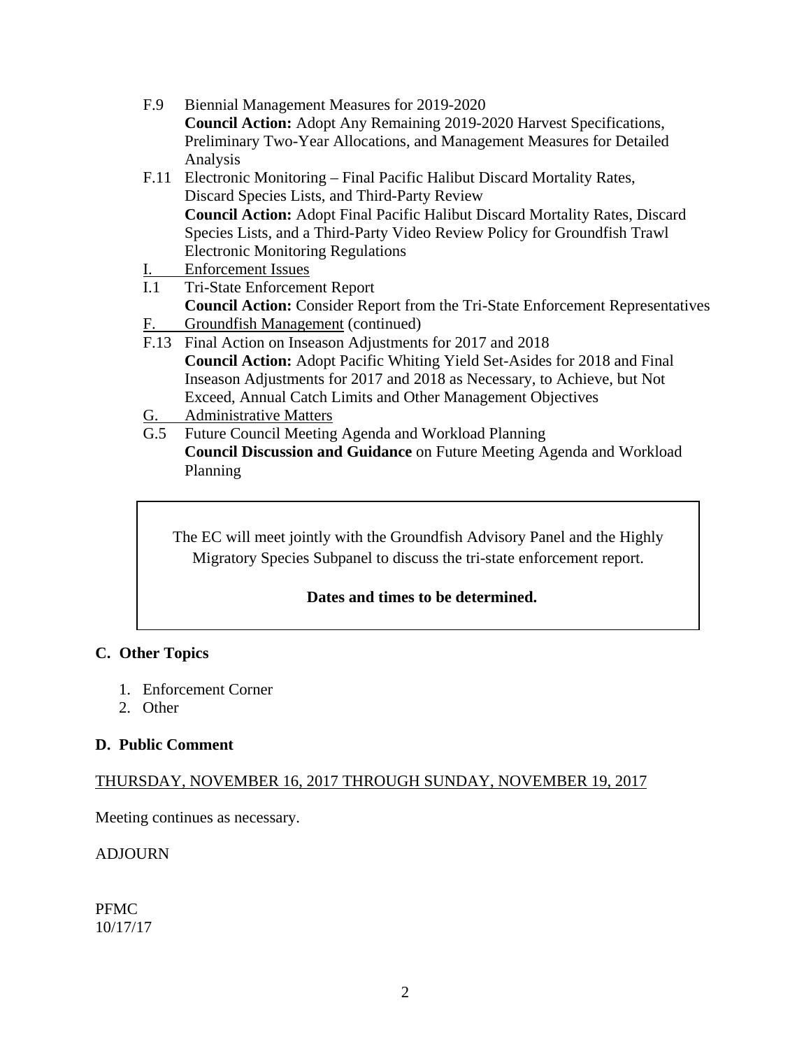F.9 Biennial Management Measures for 2019-2020
**Council Action:** Adopt Any Remaining 2019-2020 Harvest Specifications, Preliminary Two-Year Allocations, and Management Measures for Detailed Analysis

F.11 Electronic Monitoring – Final Pacific Halibut Discard Mortality Rates, Discard Species Lists, and Third-Party Review
**Council Action:** Adopt Final Pacific Halibut Discard Mortality Rates, Discard Species Lists, and a Third-Party Video Review Policy for Groundfish Trawl Electronic Monitoring Regulations

I. Enforcement Issues

I.1 Tri-State Enforcement Report
**Council Action:** Consider Report from the Tri-State Enforcement Representatives

F. Groundfish Management (continued)

F.13 Final Action on Inseason Adjustments for 2017 and 2018
**Council Action:** Adopt Pacific Whiting Yield Set-Asides for 2018 and Final Inseason Adjustments for 2017 and 2018 as Necessary, to Achieve, but Not Exceed, Annual Catch Limits and Other Management Objectives

G. Administrative Matters

G.5 Future Council Meeting Agenda and Workload Planning
**Council Discussion and Guidance** on Future Meeting Agenda and Workload Planning

> The EC will meet jointly with the Groundfish Advisory Panel and the Highly Migratory Species Subpanel to discuss the tri-state enforcement report.
>
> **Dates and times to be determined.**

## C. Other Topics

1. Enforcement Corner
2. Other

## D. Public Comment

THURSDAY, NOVEMBER 16, 2017 THROUGH SUNDAY, NOVEMBER 19, 2017

Meeting continues as necessary.

ADJOURN

PFMC
10/17/17